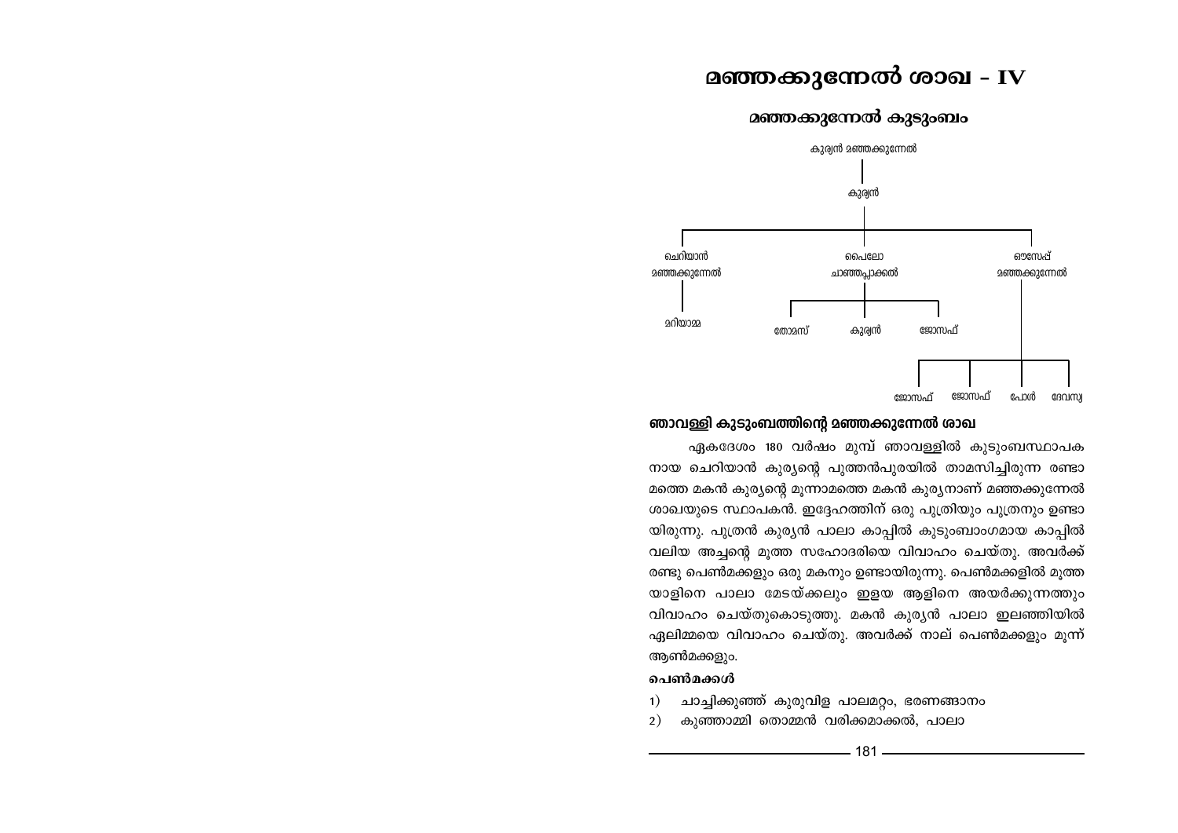# മഞ്ഞക്കുന്നേൽ ശാഖ - IV

## മഞ്ഞക്കുന്നേൽ കുടുംബം

കുര്യൻ മഞ്ഞക്കുന്നേൽ

കുര്യൻ

- ചെറിയാൻ മഞ്ഞക്കുന്നേൽ
  - മറിയാമ്മ
- പൈലോ ചാഞ്ഞപ്ലാക്കൽ
  - തോമസ്
  - കുര്യൻ
  - ജോസഫ്
- ഔസേപ്പ് മഞ്ഞക്കുന്നേൽ
  - ജോസഫ്
  - ജോസഫ്
  - പോൾ
  - ദേവസ്യ

### ഞാവള്ളി കുടുംബത്തിന്റെ മഞ്ഞക്കുന്നേൽ ശാഖ

ഏകദേശം 180 വർഷം മുമ്പ് ഞാവള്ളിൽ കുടുംബസ്ഥാപകനായ ചെറിയാൻ കുര്യന്റെ പുത്തൻപുരയിൽ താമസിച്ചിരുന്ന രണ്ടാമത്തെ മകൻ കുര്യന്റെ മൂന്നാമത്തെ മകൻ കുര്യനാണ് മഞ്ഞക്കുന്നേൽ ശാഖയുടെ സ്ഥാപകൻ. ഇദ്ദേഹത്തിന് ഒരു പുത്രിയും പുത്രനും ഉണ്ടായിരുന്നു. പുത്രൻ കുര്യൻ പാലാ കാപ്പിൽ കുടുംബാംഗമായ കാപ്പിൽ വലിയ അച്ചന്റെ മൂത്ത സഹോദരിയെ വിവാഹം ചെയ്തു. അവർക്ക് രണ്ടു പെൺമക്കളും ഒരു മകനും ഉണ്ടായിരുന്നു. പെൺമക്കളിൽ മൂത്തയാളിനെ പാലാ മേടയ്ക്കലും ഇളയ ആളിനെ അയർക്കുന്നത്തും വിവാഹം ചെയ്തുകൊടുത്തു. മകൻ കുര്യൻ പാലാ ഇലഞ്ഞിയിൽ ഏലിമ്മയെ വിവാഹം ചെയ്തു. അവർക്ക് നാല് പെൺമക്കളും മൂന്ന് ആൺമക്കളും.

**പെൺമക്കൾ**

1) ചാച്ചിക്കുഞ്ഞ് കുരുവിള പാലമറ്റം, ഭരണങ്ങാനം
2) കുഞ്ഞാമ്മി തൊമ്മൻ വരിക്കമാക്കൽ, പാലാ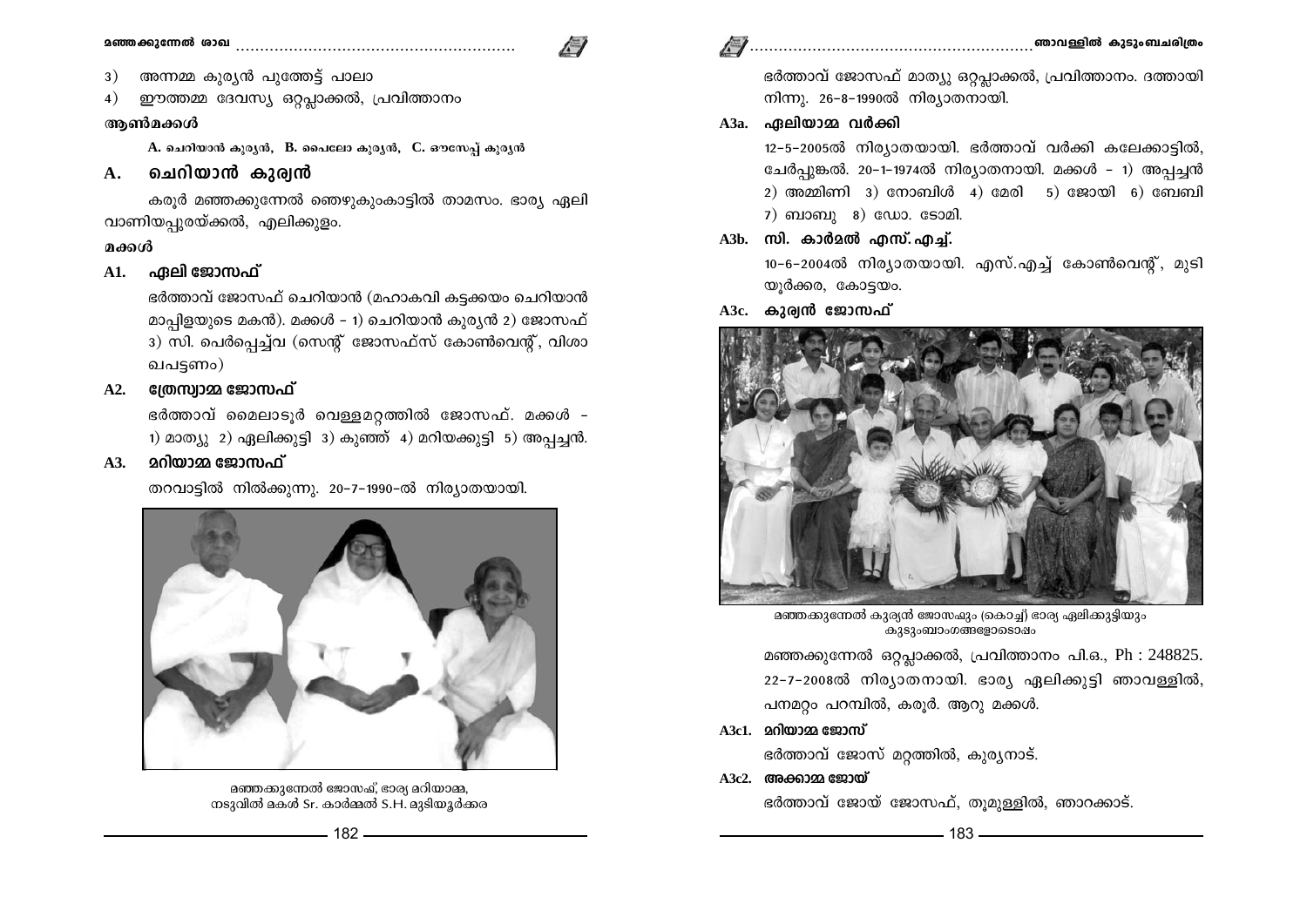3) അന്നമ്മ കുര്യൻ പുത്തേട്ട് പാലാ
4) ഈത്തമ്മ ദേവസ്യ ഒറ്റപ്ലാക്കൽ, പ്രവിത്താനം

**ആൺമക്കൾ**

**A. ചെറിയാൻ കുര്യൻ, B. പൈലോ കുര്യൻ, C. ഔസേപ്പ് കുര്യൻ**

## A. ചെറിയാൻ കുര്യൻ

കരൂർ മഞ്ഞക്കുന്നേൽ ഞെഴുകുംകാട്ടിൽ താമസം. ഭാര്യ ഏലി വാണിയപ്പുരയ്ക്കൽ, എലിക്കുളം.

**മക്കൾ**

### A1. ഏലി ജോസഫ്

ഭർത്താവ് ജോസഫ് ചെറിയാൻ (മഹാകവി കട്ടക്കയം ചെറിയാൻ മാപ്പിളയുടെ മകൻ). മക്കൾ - 1) ചെറിയാൻ കുര്യൻ 2) ജോസഫ് 3) സി. പെർപ്പെച്ച്വ (സെന്റ് ജോസഫ്സ് കോൺവെന്റ്, വിശാഖപട്ടണം)

### A2. ത്രേസ്യാമ്മ ജോസഫ്

ഭർത്താവ് മൈലാടൂർ വെള്ളമറ്റത്തിൽ ജോസഫ്. മക്കൾ - 1) മാത്യു 2) ഏലിക്കുട്ടി 3) കുഞ്ഞ് 4) മറിയക്കുട്ടി 5) അപ്പച്ചൻ.

### A3. മറിയാമ്മ ജോസഫ്

തറവാട്ടിൽ നിൽക്കുന്നു. 20-7-1990-ൽ നിര്യാതയായി.

മഞ്ഞക്കുന്നേൽ ജോസഫ്, ഭാര്യ മറിയാമ്മ,
നടുവിൽ മകൾ Sr. കാർമ്മൽ S.H. മുടിയൂർക്കര

ഭർത്താവ് ജോസഫ് മാത്യു ഒറ്റപ്ലാക്കൽ, പ്രവിത്താനം. ദത്തായി നിന്നു. 26-8-1990ൽ നിര്യാതനായി.

### A3a. ഏലിയാമ്മ വർക്കി

12-5-2005ൽ നിര്യാതയായി. ഭർത്താവ് വർക്കി കലേക്കാട്ടിൽ, ചേർപ്പുങ്കൽ. 20-1-1974ൽ നിര്യാതനായി. മക്കൾ - 1) അപ്പച്ചൻ 2) അമ്മിണി 3) നോബിൾ 4) മേരി 5) ജോയി 6) ബേബി 7) ബാബു 8) ഡോ. ടോമി.

### A3b. സി. കാർമൽ എസ്.എച്ച്.

10-6-2004ൽ നിര്യാതയായി. എസ്.എച്ച് കോൺവെന്റ്, മുടിയൂർക്കര, കോട്ടയം.

### A3c. കുര്യൻ ജോസഫ്

മഞ്ഞക്കുന്നേൽ കുര്യൻ ജോസഫും (കൊച്ച്) ഭാര്യ ഏലിക്കുട്ടിയും
കുടുംബാംഗങ്ങളോടൊപ്പം

മഞ്ഞക്കുന്നേൽ ഒറ്റപ്ലാക്കൽ, പ്രവിത്താനം പി.ഒ., Ph : 248825. 22-7-2008ൽ നിര്യാതനായി. ഭാര്യ ഏലിക്കുട്ടി ഞാവള്ളിൽ, പനമറ്റം പറമ്പിൽ, കരൂർ. ആറു മക്കൾ.

#### A3c1. മറിയാമ്മ ജോസ്

ഭർത്താവ് ജോസ് മറ്റത്തിൽ, കുര്യനാട്.

#### A3c2. അക്കാമ്മ ജോയ്

ഭർത്താവ് ജോയ് ജോസഫ്, തുമുള്ളിൽ, ഞാറക്കാട്.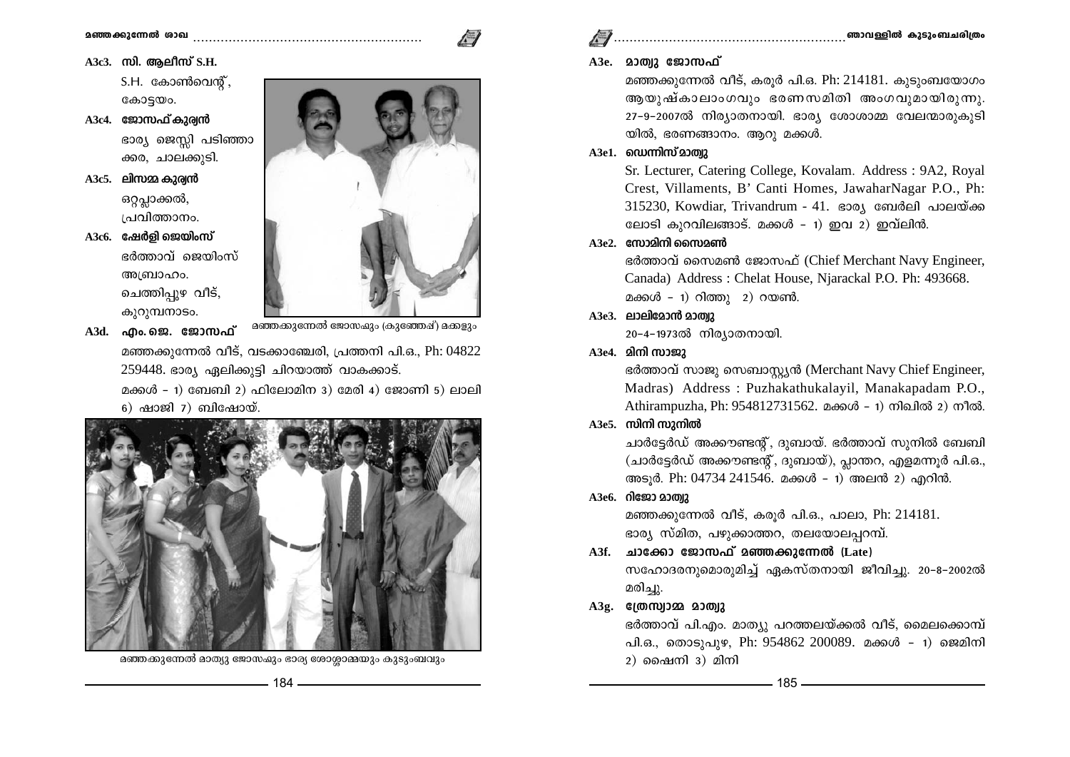**A3c3. സി. ആലീസ് S.H.**

S.H. കോൺവെന്റ്, കോട്ടയം.

**A3c4. ജോസഫ് കുര്യൻ**

ഭാര്യ ജെസ്സി പടിഞ്ഞാക്കര, ചാലക്കുടി.

**A3c5. ലിസമ്മ കുര്യൻ**

ഒറ്റപ്ലാക്കൽ, പ്രവിത്താനം.

**A3c6. ഷേർളി ജെയിംസ്**

ഭർത്താവ് ജെയിംസ് അബ്രാഹം. ചെത്തിപ്പുഴ വീട്, കുറുമ്പനാടം.

മഞ്ഞക്കുന്നേൽ ജോസഫും (കുഞ്ഞേപ്പ്) മക്കളും

**A3d. എം. ജെ. ജോസഫ്**

മഞ്ഞക്കുന്നേൽ വീട്, വടക്കാഞ്ചേരി, പ്രത്തനി പി.ഒ., Ph: 04822 259448. ഭാര്യ ഏലിക്കുട്ടി ചിറയാത്ത് വാകക്കാട്.

മക്കൾ – 1) ബേബി 2) ഫിലോമിന 3) മേരി 4) ജോണി 5) ലാലി 6) ഷാജി 7) ബിഷോയ്.

മഞ്ഞക്കുന്നേൽ മാത്യു ജോസഫും ഭാര്യ ശോശ്ശാമ്മയും കുടുംബവും

**A3e. മാത്യു ജോസഫ്**

മഞ്ഞക്കുന്നേൽ വീട്, കരൂർ പി.ഒ. Ph: 214181. കുടുംബയോഗം ആയുഷ്കാലാംഗവും ഭരണസമിതി അംഗവുമായിരുന്നു. 27–9–2007ൽ നിര്യാതനായി. ഭാര്യ ശോശാമ്മ വേലന്മാരുകുടിയിൽ, ഭരണങ്ങാനം. ആറു മക്കൾ.

**A3e1. ഡെന്നിസ് മാത്യു**

Sr. Lecturer, Catering College, Kovalam. Address : 9A2, Royal Crest, Villaments, B' Canti Homes, JawaharNagar P.O., Ph: 315230, Kowdiar, Trivandrum - 41. ഭാര്യ ബേർലി പാലയ്ക്കലോടി കുറവിലങ്ങാട്. മക്കൾ – 1) ഇവ 2) ഇവ്‌ലിൻ.

**A3e2. സോമിനി സൈമൺ**

ഭർത്താവ് സൈമൺ ജോസഫ് (Chief Merchant Navy Engineer, Canada) Address : Chelat House, Njarackal P.O. Ph: 493668. മക്കൾ – 1) റിത്തു 2) റയൺ.

**A3e3. ലാലിമോൻ മാത്യു**

20–4–1973ൽ നിര്യാതനായി.

**A3e4. മിനി സാജു**

ഭർത്താവ് സാജു സെബാസ്റ്റ്യൻ (Merchant Navy Chief Engineer, Madras) Address : Puzhakathukalayil, Manakapadam P.O., Athirampuzha, Ph: 954812731562. മക്കൾ – 1) നിഖിൽ 2) നീൽ.

**A3e5. സിനി സുനിൽ**

ചാർട്ടേർഡ് അക്കൗണ്ടന്റ്, ദുബായ്. ഭർത്താവ് സുനിൽ ബേബി (ചാർട്ടേർഡ് അക്കൗണ്ടന്റ്, ദുബായ്), പ്ലാന്തറ, എളമന്നൂർ പി.ഒ., അടൂർ. Ph: 04734 241546. മക്കൾ – 1) അലൻ 2) എറിൻ.

**A3e6. റിജോ മാത്യു**

മഞ്ഞക്കുന്നേൽ വീട്, കരൂർ പി.ഒ., പാലാ, Ph: 214181. ഭാര്യ സ്മിത, പഴുക്കാത്തറ, തലയോലപ്പറമ്പ്.

**A3f. ചാക്കോ ജോസഫ് മഞ്ഞക്കുന്നേൽ (Late)**

സഹോദരനുമൊരുമിച്ച് ഏകസ്തനായി ജീവിച്ചു. 20–8–2002ൽ മരിച്ചു.

**A3g. ത്രേസ്യാമ്മ മാത്യു**

ഭർത്താവ് പി.എം. മാത്യു പറത്തലയ്ക്കൽ വീട്, മൈലക്കൊമ്പ് പി.ഒ., തൊടുപുഴ, Ph: 954862 200089. മക്കൾ – 1) ജെമിനി 2) ഷൈനി 3) മിനി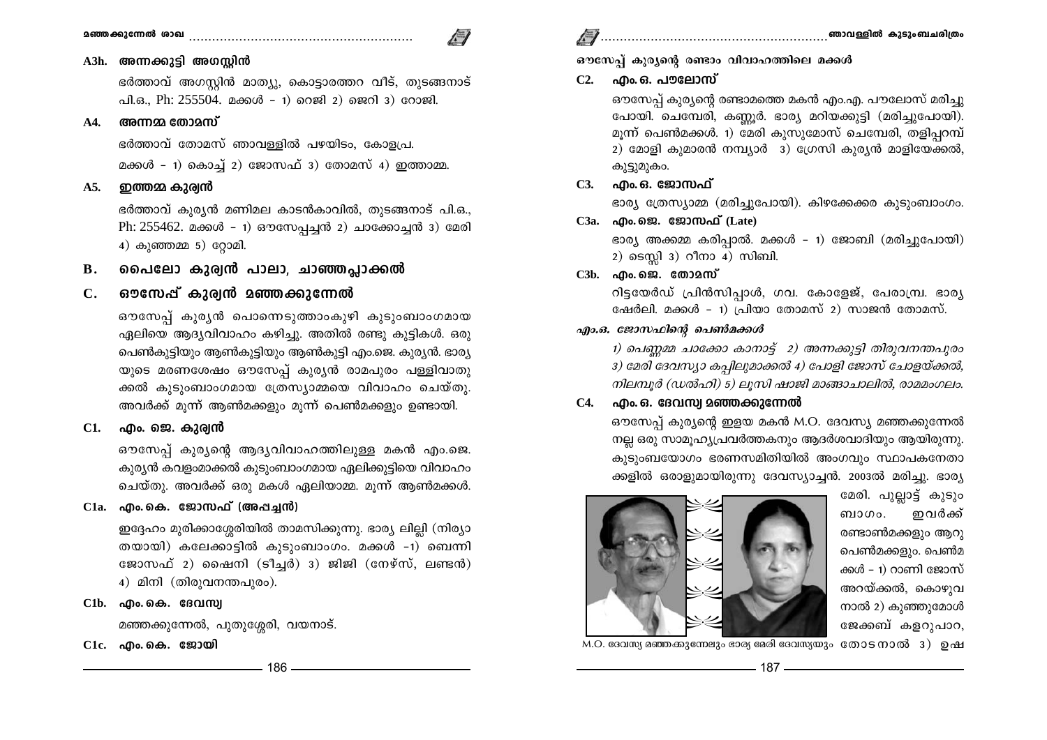### A3h. അന്നക്കുട്ടി അഗസ്റ്റിൻ

ഭർത്താവ് അഗസ്റ്റിൻ മാത്യു, കൊട്ടാരത്തറ വീട്, തുടങ്ങനാട് പി.ഒ., Ph: 255504. മക്കൾ – 1) റെജി 2) ജെറി 3) റോജി.

### A4. അന്നമ്മ തോമസ്

ഭർത്താവ് തോമസ് ഞാവള്ളിൽ പഴയിടം, കോളപ്ര.

മക്കൾ – 1) കൊച്ച് 2) ജോസഫ് 3) തോമസ് 4) ഇത്താമ്മ.

### A5. ഇത്തമ്മ കുര്യൻ

ഭർത്താവ് കുര്യൻ മണിമല കാടൻകാവിൽ, തുടങ്ങനാട് പി.ഒ., Ph: 255462. മക്കൾ – 1) ഔസേപ്പച്ചൻ 2) ചാക്കോച്ചൻ 3) മേരി 4) കുഞ്ഞമ്മ 5) റ്റോമി.

## B. പൈലോ കുര്യൻ പാലാ, ചാഞ്ഞപ്ലാക്കൽ

## C. ഔസേപ്പ് കുര്യൻ മഞ്ഞക്കുന്നേൽ

ഔസേപ്പ് കുര്യൻ പൊന്നെടുത്താംകുഴി കുടുംബാംഗമായ ഏലിയെ ആദ്യവിവാഹം കഴിച്ചു. അതിൽ രണ്ടു കുട്ടികൾ. ഒരു പെൺകുട്ടിയും ആൺകുട്ടിയും ആൺകുട്ടി എം.ജെ. കുര്യൻ. ഭാര്യയുടെ മരണശേഷം ഔസേപ്പ് കുര്യൻ രാമപുരം പള്ളിവാതുക്കൽ കുടുംബാംഗമായ ത്രേസ്യാമ്മയെ വിവാഹം ചെയ്തു. അവർക്ക് മൂന്ന് ആൺമക്കളും മൂന്ന് പെൺമക്കളും ഉണ്ടായി.

### C1. എം. ജെ. കുര്യൻ

ഔസേപ്പ് കുര്യന്റെ ആദ്യവിവാഹത്തിലുള്ള മകൻ എം.ജെ. കുര്യൻ കവളംമാക്കൽ കുടുംബാംഗമായ ഏലിക്കുട്ടിയെ വിവാഹം ചെയ്തു. അവർക്ക് ഒരു മകൾ ഏലിയാമ്മ. മൂന്ന് ആൺമക്കൾ.

### C1a. എം. കെ. ജോസഫ് (അപ്പച്ചൻ)

ഇദ്ദേഹം മുരിക്കാശ്ശേരിയിൽ താമസിക്കുന്നു. ഭാര്യ ലില്ലി (നിര്യാതയായി) കലേക്കാട്ടിൽ കുടുംബാംഗം. മക്കൾ –1) ബെന്നി ജോസഫ് 2) ഷൈനി (ടീച്ചർ) 3) ജിജി (നേഴ്സ്, ലണ്ടൻ) 4) മിനി (തിരുവനന്തപുരം).

### C1b. എം. കെ. ദേവസ്യ

മഞ്ഞക്കുന്നേൽ, പുതുശ്ശേരി, വയനാട്.

### C1c. എം. കെ. ജോയി

**ഔസേപ്പ് കുര്യന്റെ രണ്ടാം വിവാഹത്തിലെ മക്കൾ**

### C2. എം. ഒ. പൗലോസ്

ഔസേപ്പ് കുര്യന്റെ രണ്ടാമത്തെ മകൻ എം.എ. പൗലോസ് മരിച്ചുപോയി. ചെമ്പേരി, കണ്ണൂർ. ഭാര്യ മറിയക്കുട്ടി (മരിച്ചുപോയി). മൂന്ന് പെൺമക്കൾ. 1) മേരി കുസുമോസ് ചെമ്പേരി, തളിപ്പറമ്പ് 2) മോളി കുമാരൻ നമ്പ്യാർ 3) ഗ്രേസി കുര്യൻ മാളിയേക്കൽ, കുട്ടുമുകം.

### C3. എം. ഒ. ജോസഫ്

ഭാര്യ ത്രേസ്യാമ്മ (മരിച്ചുപോയി). കിഴക്കേക്കര കുടുംബാംഗം.

### C3a. എം. ജെ. ജോസഫ് (Late)

ഭാര്യ അക്കമ്മ കരിപ്പാൽ. മക്കൾ – 1) ജോബി (മരിച്ചുപോയി) 2) ടെസ്സി 3) റീനാ 4) സിബി.

### C3b. എം. ജെ. തോമസ്

റിട്ടയേർഡ് പ്രിൻസിപ്പാൾ, ഗവ. കോളേജ്, പേരാമ്പ്ര. ഭാര്യ ഷേർലി. മക്കൾ – 1) പ്രിയാ തോമസ് 2) സാജൻ തോമസ്.

***എം.ഒ. ജോസഫിന്റെ പെൺമക്കൾ***

*1) പെണ്ണമ്മ ചാക്കോ കാനാട്ട് 2) അന്നക്കുട്ടി തിരുവനന്തപുരം 3) മേരി ദേവസ്യാ കപ്പിലുമാക്കൽ 4) പോളി ജോസ് ചോളയ്ക്കൽ, നിലമ്പൂർ (ഡൽഹി) 5) ലൂസി ഷാജി മാങ്ങാചാലിൽ, രാമമംഗലം.*

### C4. എം. ഒ. ദേവസ്യ മഞ്ഞക്കുന്നേൽ

ഔസേപ്പ് കുര്യന്റെ ഇളയ മകൻ M.O. ദേവസ്യ മഞ്ഞക്കുന്നേൽ നല്ല ഒരു സാമൂഹ്യപ്രവർത്തകനും ആദർശവാദിയും ആയിരുന്നു. കുടുംബയോഗം ഭരണസമിതിയിൽ അംഗവും സ്ഥാപകനേതാക്കളിൽ ഒരാളുമായിരുന്നു ദേവസ്യാച്ചൻ. 2003ൽ മരിച്ചു. ഭാര്യ മേരി. പുല്ലാട്ട് കുടുംബാഗം. ഇവർക്ക് രണ്ടാൺമക്കളും ആറു പെൺമക്കളും. പെൺമക്കൾ – 1) റാണി ജോസ് അറയ്ക്കൽ, കൊഴുവനാൽ 2) കുഞ്ഞുമോൾ ജേക്കബ് കളറുപാറ, തോടനാൽ 3) ഉഷ

M.O. ദേവസ്യ മഞ്ഞക്കുന്നേലും ഭാര്യ മേരി ദേവസ്യയും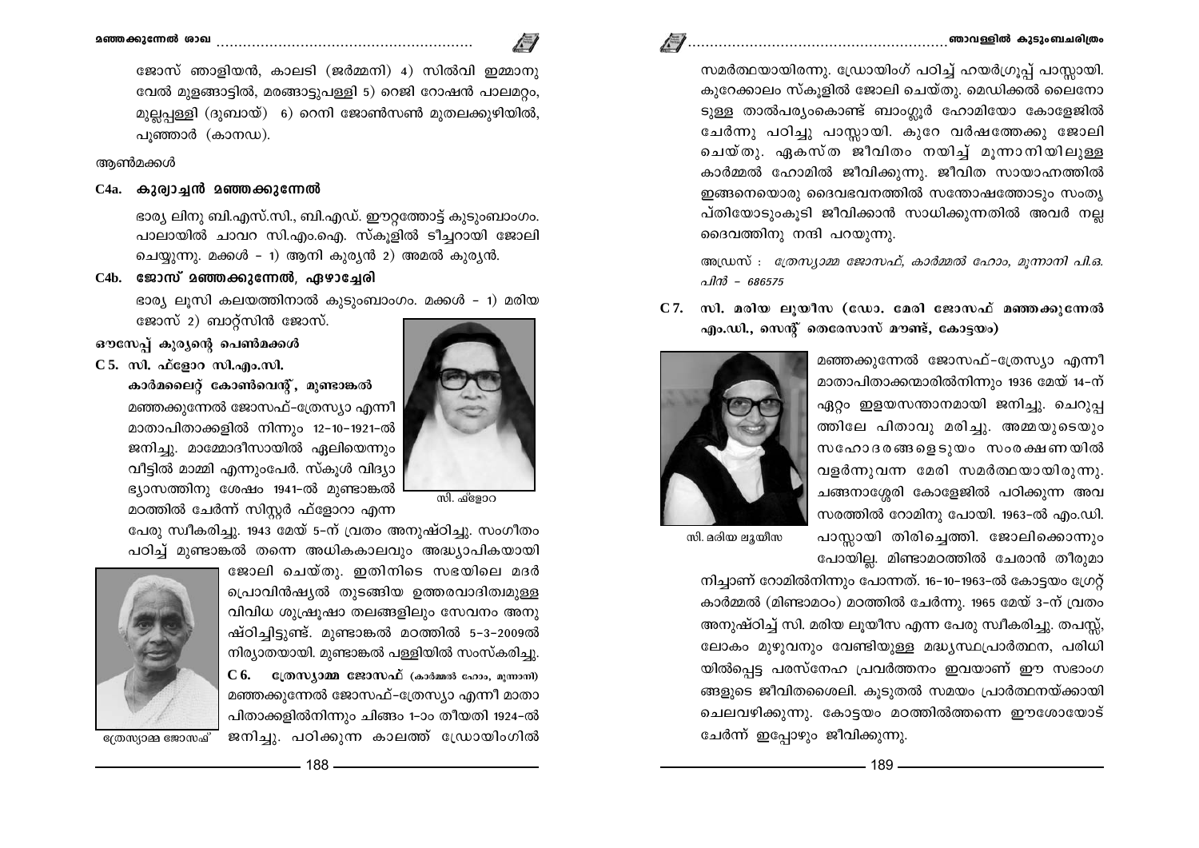ജോസ് ഞാളിയൻ, കാലടി (ജർമ്മനി) 4) സിൽവി ഇമ്മാനുവേൽ മുളങ്ങാട്ടിൽ, മരങ്ങാട്ടുപള്ളി 5) റെജി റോഷൻ പാലമറ്റം, മുല്ലപ്പള്ളി (ദുബായ്) 6) റെനി ജോൺസൺ മുതലക്കുഴിയിൽ, പൂഞ്ഞാർ (കാനഡ).

ആൺമക്കൾ

### C4a. കുര്യാച്ചൻ മഞ്ഞക്കുന്നേൽ

ഭാര്യ ലിനു ബി.എസ്.സി., ബി.എഡ്. ഈറ്റത്തോട്ട് കുടുംബാംഗം. പാലായിൽ ചാവറ സി.എം.ഐ. സ്കൂളിൽ ടീച്ചറായി ജോലി ചെയ്യുന്നു. മക്കൾ – 1) ആനി കുര്യൻ 2) അമൽ കുര്യൻ.

### C4b. ജോസ് മഞ്ഞക്കുന്നേൽ, ഏഴാച്ചേരി

ഭാര്യ ലൂസി കലയത്തിനാൽ കുടുംബാംഗം. മക്കൾ – 1) മരിയ ജോസ് 2) ബാറ്റ്സിൻ ജോസ്.

ഔസേപ്പ് കുര്യന്റെ പെൺമക്കൾ

### C 5. സി. ഫ്ളോറ സി.എം.സി. കാർമലൈറ്റ് കോൺവെന്റ്, മുണ്ടാങ്കൽ

മഞ്ഞക്കുന്നേൽ ജോസഫ്-ത്രേസ്യാ എന്നീ മാതാപിതാക്കളിൽ നിന്നും 12-10-1921-ൽ ജനിച്ചു. മാമ്മോദീസായിൽ ഏലിയെന്നും വീട്ടിൽ മാമ്മി എന്നുംപേർ. സ്കൂൾ വിദ്യാഭ്യാസത്തിനു ശേഷം 1941-ൽ മുണ്ടാങ്കൽ മഠത്തിൽ ചേർന്ന് സിസ്റ്റർ ഫ്ളോറാ എന്ന പേരു സ്വീകരിച്ചു. 1943 മേയ് 5-ന് വ്രതം അനുഷ്ഠിച്ചു. സംഗീതം പഠിച്ച് മുണ്ടാങ്കൽ തന്നെ അധികകാലവും അദ്ധ്യാപികയായി ജോലി ചെയ്തു. ഇതിനിടെ സഭയിലെ മദർ പ്രൊവിൻഷ്യൽ തുടങ്ങിയ ഉത്തരവാദിത്വമുള്ള വിവിധ ശുശ്രൂഷാ തലങ്ങളിലും സേവനം അനുഷ്ഠിച്ചിട്ടുണ്ട്. മുണ്ടാങ്കൽ മഠത്തിൽ 5-3-2009ൽ നിര്യാതയായി. മുണ്ടാങ്കൽ പള്ളിയിൽ സംസ്കരിച്ചു.

സി. ഫ്ളോറ

### C 6. ത്രേസ്യാമ്മ ജോസഫ് (കാർമ്മൽ ഹോം, മൂന്നാനി)

മഞ്ഞക്കുന്നേൽ ജോസഫ്-ത്രേസ്യാ എന്നീ മാതാപിതാക്കളിൽനിന്നും ചിങ്ങം 1-ാം തീയതി 1924-ൽ ജനിച്ചു. പഠിക്കുന്ന കാലത്ത് ഡ്രോയിംഗിൽ സമർത്ഥയായിരുന്നു. ഡ്രോയിംഗ് പഠിച്ച് ഹയർഗ്രൂപ്പ് പാസ്സായി. കുറേക്കാലം സ്കൂളിൽ ജോലി ചെയ്തു. മെഡിക്കൽ ലൈനോടുള്ള താൽപര്യംകൊണ്ട് ബാംഗ്ലൂർ ഹോമിയോ കോളേജിൽ ചേർന്നു പഠിച്ചു പാസ്സായി. കുറേ വർഷത്തേക്കു ജോലി ചെയ്തു. ഏകസ്ത ജീവിതം നയിച്ച് മൂന്നാനിയിലുള്ള കാർമ്മൽ ഹോമിൽ ജീവിക്കുന്നു. ജീവിത സായാഹ്നത്തിൽ ഇങ്ങനെയൊരു ദൈവഭവനത്തിൽ സന്തോഷത്തോടും സംതൃപ്തിയോടുംകൂടി ജീവിക്കാൻ സാധിക്കുന്നതിൽ അവർ നല്ല ദൈവത്തിനു നന്ദി പറയുന്നു.

ത്രേസ്യാമ്മ ജോസഫ്

അഡ്രസ് : *ത്രേസ്യാമ്മ ജോസഫ്, കാർമ്മൽ ഹോം, മൂന്നാനി പി.ഒ. പിൻ – 686575*

### C 7. സി. മരിയ ലൂയീസ (ഡോ. മേരി ജോസഫ് മഞ്ഞക്കുന്നേൽ എം.ഡി., സെന്റ് തെരേസാസ് മൗണ്ട്, കോട്ടയം)

മഞ്ഞക്കുന്നേൽ ജോസഫ്-ത്രേസ്യാ എന്നീ മാതാപിതാക്കന്മാരിൽനിന്നും 1936 മേയ് 14-ന് ഏറ്റം ഇളയസന്താനമായി ജനിച്ചു. ചെറുപ്പത്തിലേ പിതാവു മരിച്ചു. അമ്മയുടെയും സഹോദരങ്ങളെടുയം സംരക്ഷണയിൽ വളർന്നുവന്ന മേരി സമർത്ഥയായിരുന്നു. ചങ്ങനാശ്ശേരി കോളേജിൽ പഠിക്കുന്ന അവസരത്തിൽ റോമിനു പോയി. 1963-ൽ എം.ഡി. പാസ്സായി തിരിച്ചെത്തി. ജോലിക്കൊന്നും പോയില്ല. മിണ്ടാമഠത്തിൽ ചേരാൻ തീരുമാനിച്ചാണ് റോമിൽനിന്നും പോന്നത്. 16-10-1963-ൽ കോട്ടയം ഗ്രേറ്റ് കാർമ്മൽ (മിണ്ടാമഠം) മഠത്തിൽ ചേർന്നു. 1965 മേയ് 3-ന് വ്രതം അനുഷ്ഠിച്ച് സി. മരിയ ലൂയീസ എന്ന പേരു സ്വീകരിച്ചു. തപസ്സ്, ലോകം മുഴുവനും വേണ്ടിയുള്ള മദ്ധ്യസ്ഥപ്രാർത്ഥന, പരിധിയിൽപ്പെട്ട പരസ്നേഹ പ്രവർത്തനം ഇവയാണ് ഈ സഭാംഗങ്ങളുടെ ജീവിതശൈലി. കൂടുതൽ സമയം പ്രാർത്ഥനയ്ക്കായി ചെലവഴിക്കുന്നു. കോട്ടയം മഠത്തിൽത്തന്നെ ഈശോയോട് ചേർന്ന് ഇപ്പോഴും ജീവിക്കുന്നു.

സി. മരിയ ലൂയീസ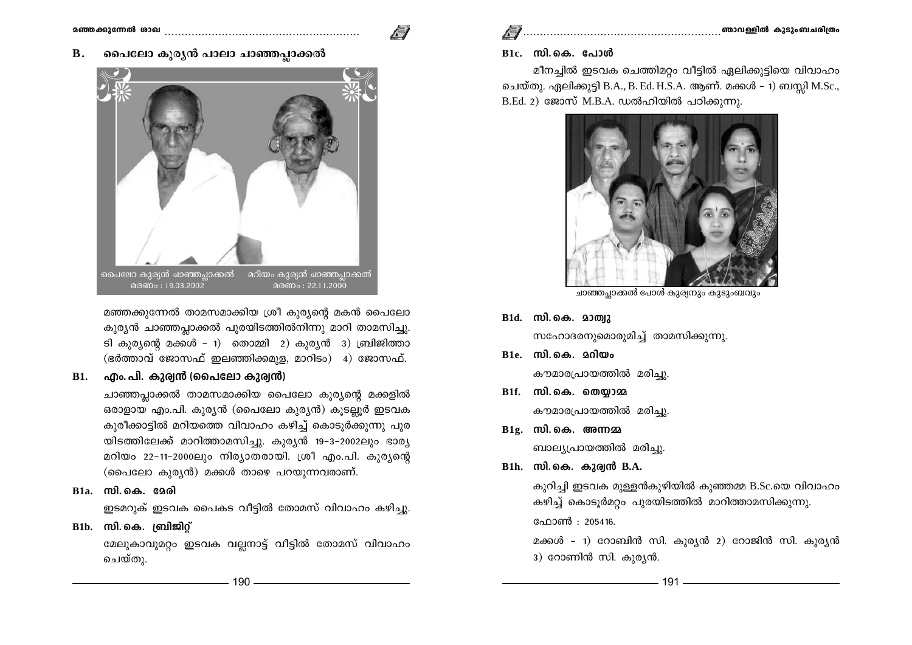## B. പൈലോ കുര്യൻ പാലാ ചാഞ്ഞപ്ലാക്കൽ

പൈലോ കുര്യൻ ചാഞ്ഞപ്ലാക്കൽ
മരണം : 19.03.2002

മറിയം കുര്യൻ ചാഞ്ഞപ്ലാക്കൽ
മരണം : 22.11.2000

മഞ്ഞക്കുന്നേൽ താമസമാക്കിയ ശ്രീ കുര്യന്റെ മകൻ പൈലോ കുര്യൻ ചാഞ്ഞപ്ലാക്കൽ പുരയിടത്തിൽനിന്നു മാറി താമസിച്ചു. ടി കുര്യന്റെ മക്കൾ - 1) തൊമ്മി 2) കുര്യൻ 3) ബ്രിജിത്താ (ഭർത്താവ് ജോസഫ് ഇലഞ്ഞിക്കമുള, മാറിടം) 4) ജോസഫ്.

### B1. എം. പി. കുര്യൻ (പൈലോ കുര്യൻ)

ചാഞ്ഞപ്ലാക്കൽ താമസമാക്കിയ പൈലോ കുര്യന്റെ മക്കളിൽ ഒരാളായ എം.പി. കുര്യൻ (പൈലോ കുര്യൻ) കൂടല്ലൂർ ഇടവക കുരീക്കാട്ടിൽ മറിയത്തെ വിവാഹം കഴിച്ച് കൊടൂർക്കുന്നു പുരയിടത്തിലേക്ക് മാറിത്താമസിച്ചു. കുര്യൻ 19-3-2002ലും ഭാര്യ മറിയം 22-11-2000ലും നിര്യാതരായി. ശ്രീ എം.പി. കുര്യന്റെ (പൈലോ കുര്യൻ) മക്കൾ താഴെ പറയുന്നവരാണ്.

### B1a. സി. കെ. മേരി

ഇടമറുക് ഇടവക പൈകട വീട്ടിൽ തോമസ് വിവാഹം കഴിച്ചു.

### B1b. സി. കെ. ബ്രിജിറ്റ്

മേലുകാവുമറ്റം ഇടവക വല്ലനാട്ട് വീട്ടിൽ തോമസ് വിവാഹം ചെയ്തു.

### B1c. സി. കെ. പോൾ

മീനച്ചിൽ ഇടവക ചെത്തിമറ്റം വീട്ടിൽ ഏലിക്കുട്ടിയെ വിവാഹം ചെയ്തു. ഏലിക്കുട്ടി B.A., B. Ed. H.S.A. ആണ്. മക്കൾ - 1) ബസ്സി M.Sc., B.Ed. 2) ജോസ് M.B.A. ഡൽഹിയിൽ പഠിക്കുന്നു.

ചാഞ്ഞപ്ലാക്കൽ പോൾ കുര്യനും കുടുംബവും

### B1d. സി. കെ. മാത്യു

സഹോദരനുമൊരുമിച്ച് താമസിക്കുന്നു.

### B1e. സി. കെ. മറിയം

കൗമാരപ്രായത്തിൽ മരിച്ചു.

### B1f. സി. കെ. തെയ്യാമ്മ

കൗമാരപ്രായത്തിൽ മരിച്ചു.

### B1g. സി. കെ. അന്നമ്മ

ബാല്യപ്രായത്തിൽ മരിച്ചു.

### B1h. സി. കെ. കുര്യൻ B.A.

കുറിച്ചി ഇടവക മുള്ളൻകുഴിയിൽ കുഞ്ഞമ്മ B.Sc.യെ വിവാഹം കഴിച്ച് കൊടൂർമറ്റം പുരയിടത്തിൽ മാറിത്താമസിക്കുന്നു.

ഫോൺ : 205416.

മക്കൾ - 1) റോബിൻ സി. കുര്യൻ 2) റോജിൻ സി. കുര്യൻ 3) റോണിൻ സി. കുര്യൻ.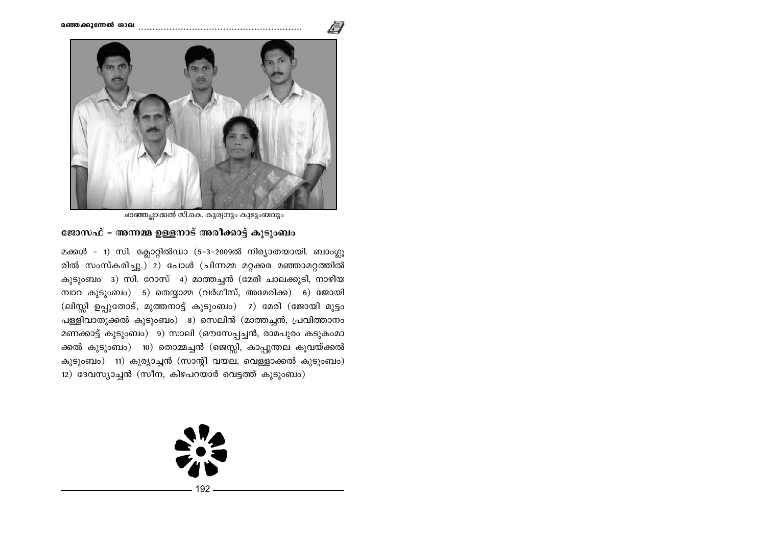ചാഞ്ഞപ്ലാക്കൽ സി.കെ. കുര്യനും കുടുംബവും

## ജോസഫ് – അന്നമ്മ ഉള്ളനാട് അരീക്കാട്ട് കുടുംബം

മക്കൾ – 1) സി. ക്ലോറ്റിൽഡാ (5–3–2009ൽ നിര്യാതയായി. ബാംഗ്ലൂരിൽ സംസ്കരിച്ചു.) 2) പോൾ (ചിന്നമ്മ മറ്റക്കര മഞ്ഞാമറ്റത്തിൽ കുടുംബം 3) സി. റോസ് 4) മാത്തച്ചൻ (മേരി ചാലക്കുടി, നാഴിയമ്പാറ കുടുംബം) 5) തെയ്യാമ്മ (വർഗീസ്, അമേരിക്ക) 6) ജോയി (ലിസ്സി ഉപ്പുതോട്, മുത്തനാട്ട് കുടുംബം) 7) മേരി (ജോയി മുട്ടം പള്ളിവാതുക്കൽ കുടുംബം) 8) സെലിൻ (മാത്തച്ചൻ, പ്രവിത്താനം മണക്കാട്ട് കുടുംബം) 9) സാലി (ഔസേപ്പച്ചൻ, രാമപുരം കടുകംമാക്കൽ കുടുംബം) 10) തൊമ്മച്ചൻ (ജെസ്സി, കാപ്പുന്തല കൂവയ്ക്കൽ കുടുംബം) 11) കുര്യാച്ചൻ (സാന്റി വയല, വെള്ളാക്കൽ കുടുംബം) 12) ദേവസ്യാച്ചൻ (സീന, കിഴപറയാർ വെട്ടത്ത് കുടുംബം)